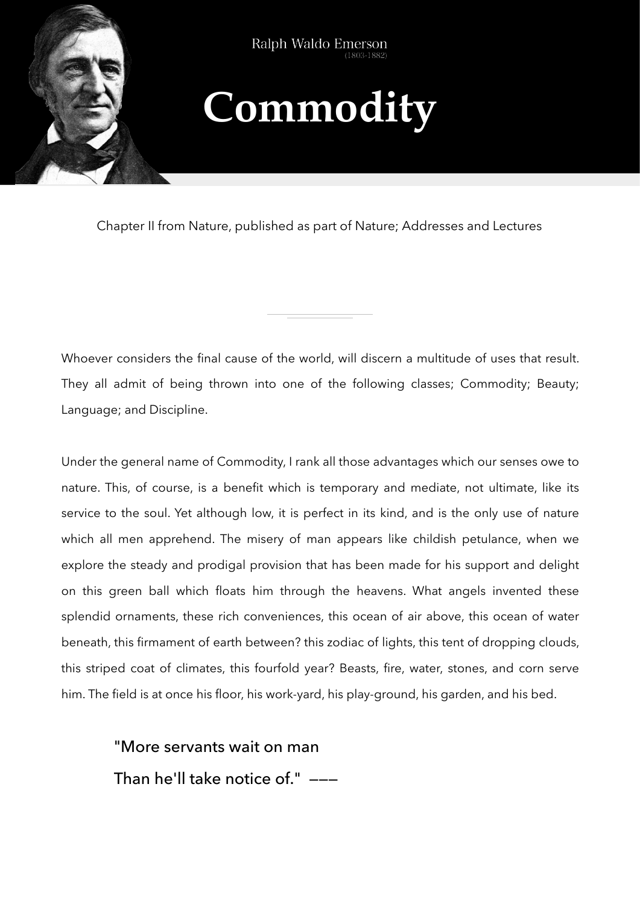Ralph Waldo Emerson
(1803-1882)

# Commodity

Chapter II from Nature, published as part of Nature; Addresses and Lectures

Whoever considers the final cause of the world, will discern a multitude of uses that result. They all admit of being thrown into one of the following classes; Commodity; Beauty; Language; and Discipline.

Under the general name of Commodity, I rank all those advantages which our senses owe to nature. This, of course, is a benefit which is temporary and mediate, not ultimate, like its service to the soul. Yet although low, it is perfect in its kind, and is the only use of nature which all men apprehend. The misery of man appears like childish petulance, when we explore the steady and prodigal provision that has been made for his support and delight on this green ball which floats him through the heavens. What angels invented these splendid ornaments, these rich conveniences, this ocean of air above, this ocean of water beneath, this firmament of earth between? this zodiac of lights, this tent of dropping clouds, this striped coat of climates, this fourfold year? Beasts, fire, water, stones, and corn serve him. The field is at once his floor, his work-yard, his play-ground, his garden, and his bed.

> "More servants wait on man
> Than he'll take notice of." ———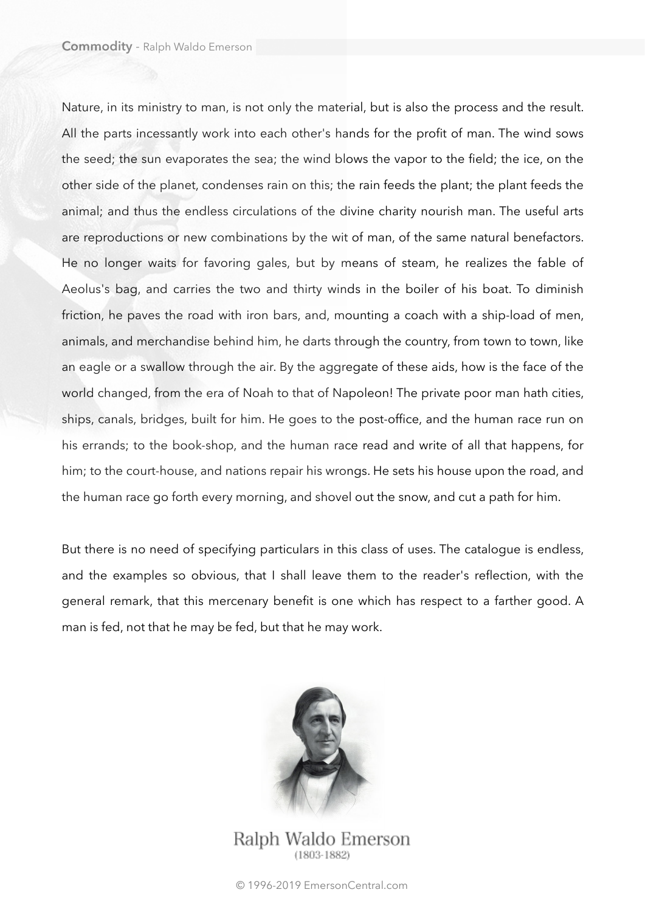Nature, in its ministry to man, is not only the material, but is also the process and the result. All the parts incessantly work into each other's hands for the profit of man. The wind sows the seed; the sun evaporates the sea; the wind blows the vapor to the field; the ice, on the other side of the planet, condenses rain on this; the rain feeds the plant; the plant feeds the animal; and thus the endless circulations of the divine charity nourish man. The useful arts are reproductions or new combinations by the wit of man, of the same natural benefactors. He no longer waits for favoring gales, but by means of steam, he realizes the fable of Aeolus's bag, and carries the two and thirty winds in the boiler of his boat. To diminish friction, he paves the road with iron bars, and, mounting a coach with a ship-load of men, animals, and merchandise behind him, he darts through the country, from town to town, like an eagle or a swallow through the air. By the aggregate of these aids, how is the face of the world changed, from the era of Noah to that of Napoleon! The private poor man hath cities, ships, canals, bridges, built for him. He goes to the post-office, and the human race run on his errands; to the book-shop, and the human race read and write of all that happens, for him; to the court-house, and nations repair his wrongs. He sets his house upon the road, and the human race go forth every morning, and shovel out the snow, and cut a path for him.

But there is no need of specifying particulars in this class of uses. The catalogue is endless, and the examples so obvious, that I shall leave them to the reader's reflection, with the general remark, that this mercenary benefit is one which has respect to a farther good. A man is fed, not that he may be fed, but that he may work.

Ralph Waldo Emerson
(1803-1882)

© 1996-2019 EmersonCentral.com